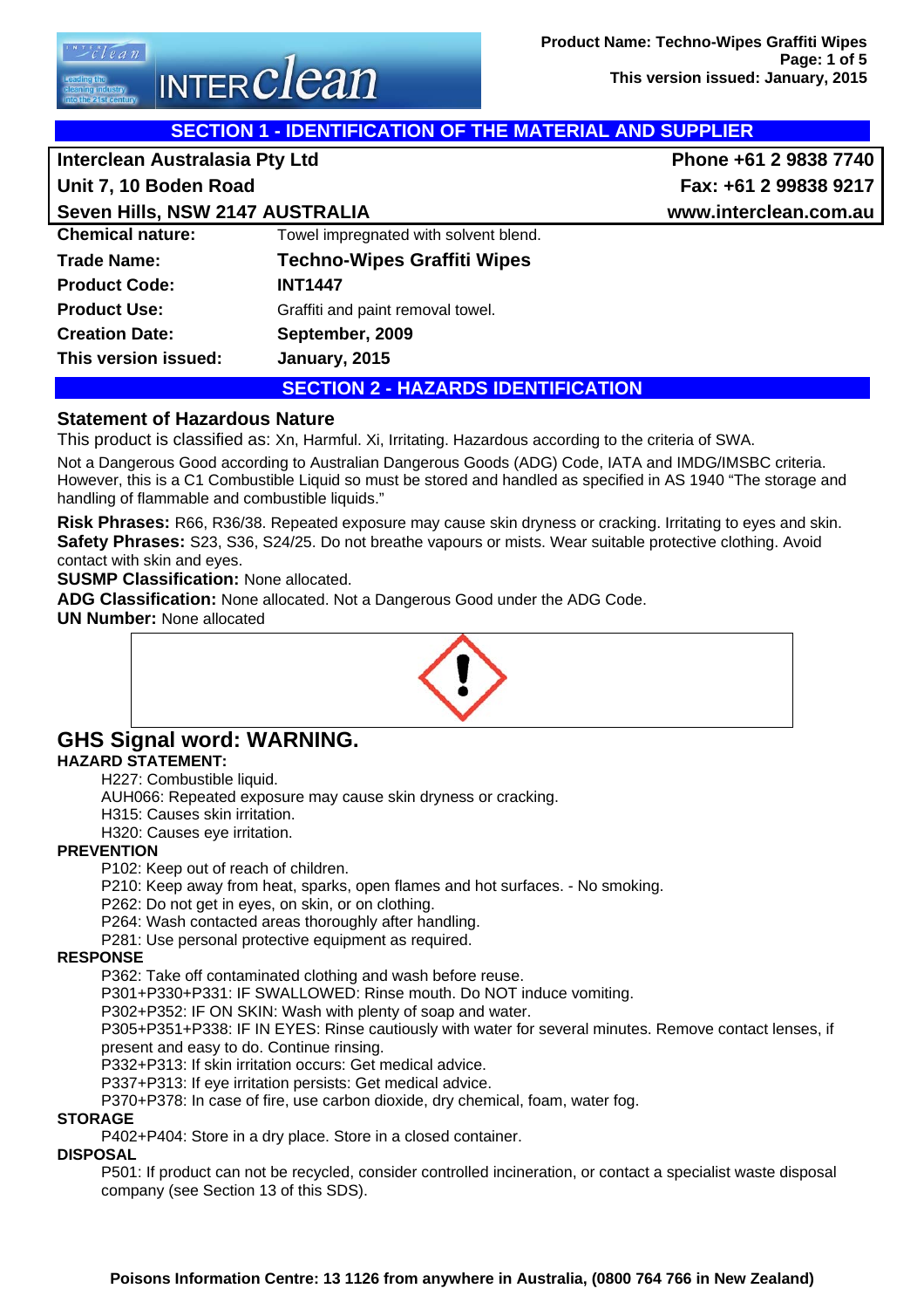## SECTION 1 - IDENTIFICATION OF THE MATERIAL AND SUPPLIER

| Interclean Australasia Pty Ltd | Phone +61 2 9838 7740 |
|---|---|
| Unit 7, 10 Boden Road | Fax: +61 2 99838 9217 |
| Seven Hills, NSW 2147 AUSTRALIA | www.interclean.com.au |

| | |
|---|---|
| **Chemical nature:** | Towel impregnated with solvent blend. |
| **Trade Name:** | **Techno-Wipes Graffiti Wipes** |
| **Product Code:** | **INT1447** |
| **Product Use:** | Graffiti and paint removal towel. |
| **Creation Date:** | **September, 2009** |
| **This version issued:** | **January, 2015** |

## SECTION 2 - HAZARDS IDENTIFICATION

### Statement of Hazardous Nature

This product is classified as: Xn, Harmful. Xi, Irritating. Hazardous according to the criteria of SWA.

Not a Dangerous Good according to Australian Dangerous Goods (ADG) Code, IATA and IMDG/IMSBC criteria. However, this is a C1 Combustible Liquid so must be stored and handled as specified in AS 1940 "The storage and handling of flammable and combustible liquids."

**Risk Phrases:** R66, R36/38. Repeated exposure may cause skin dryness or cracking. Irritating to eyes and skin.
**Safety Phrases:** S23, S36, S24/25. Do not breathe vapours or mists. Wear suitable protective clothing. Avoid contact with skin and eyes.
**SUSMP Classification:** None allocated.
**ADG Classification:** None allocated. Not a Dangerous Good under the ADG Code.
**UN Number:** None allocated

## GHS Signal word: WARNING.

**HAZARD STATEMENT:**

H227: Combustible liquid.
AUH066: Repeated exposure may cause skin dryness or cracking.
H315: Causes skin irritation.
H320: Causes eye irritation.

**PREVENTION**

P102: Keep out of reach of children.
P210: Keep away from heat, sparks, open flames and hot surfaces. - No smoking.
P262: Do not get in eyes, on skin, or on clothing.
P264: Wash contacted areas thoroughly after handling.
P281: Use personal protective equipment as required.

**RESPONSE**

P362: Take off contaminated clothing and wash before reuse.
P301+P330+P331: IF SWALLOWED: Rinse mouth. Do NOT induce vomiting.
P302+P352: IF ON SKIN: Wash with plenty of soap and water.
P305+P351+P338: IF IN EYES: Rinse cautiously with water for several minutes. Remove contact lenses, if present and easy to do. Continue rinsing.
P332+P313: If skin irritation occurs: Get medical advice.
P337+P313: If eye irritation persists: Get medical advice.
P370+P378: In case of fire, use carbon dioxide, dry chemical, foam, water fog.

**STORAGE**

P402+P404: Store in a dry place. Store in a closed container.

**DISPOSAL**

P501: If product can not be recycled, consider controlled incineration, or contact a specialist waste disposal company (see Section 13 of this SDS).

**Poisons Information Centre: 13 1126 from anywhere in Australia, (0800 764 766 in New Zealand)**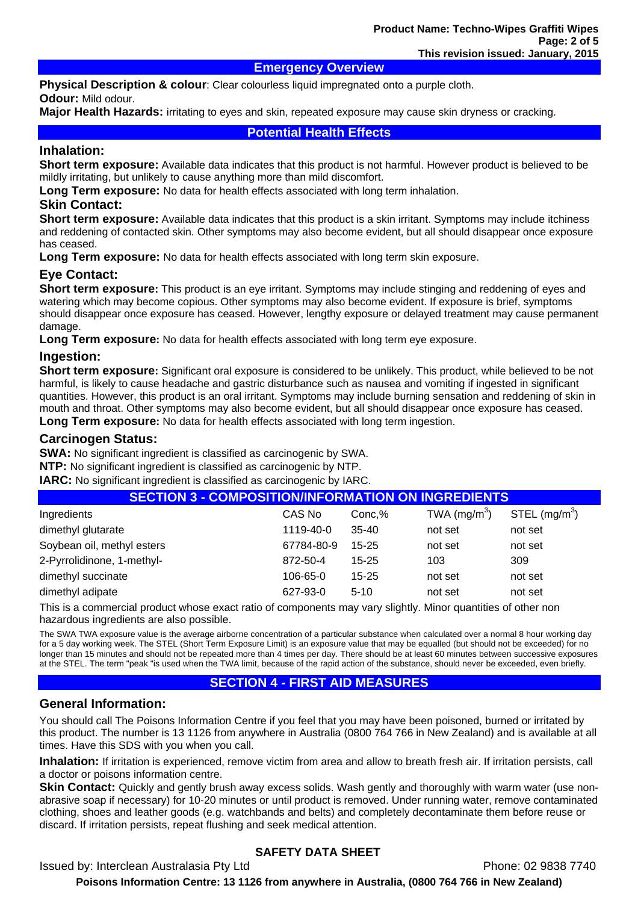## Emergency Overview

**Physical Description & colour**: Clear colourless liquid impregnated onto a purple cloth.

**Odour:** Mild odour.

**Major Health Hazards:** irritating to eyes and skin, repeated exposure may cause skin dryness or cracking.

## Potential Health Effects

### Inhalation:

**Short term exposure:** Available data indicates that this product is not harmful. However product is believed to be mildly irritating, but unlikely to cause anything more than mild discomfort.

**Long Term exposure:** No data for health effects associated with long term inhalation.

### Skin Contact:

**Short term exposure:** Available data indicates that this product is a skin irritant. Symptoms may include itchiness and reddening of contacted skin. Other symptoms may also become evident, but all should disappear once exposure has ceased.

**Long Term exposure:** No data for health effects associated with long term skin exposure.

### Eye Contact:

**Short term exposure:** This product is an eye irritant. Symptoms may include stinging and reddening of eyes and watering which may become copious. Other symptoms may also become evident. If exposure is brief, symptoms should disappear once exposure has ceased. However, lengthy exposure or delayed treatment may cause permanent damage.

**Long Term exposure:** No data for health effects associated with long term eye exposure.

### Ingestion:

**Short term exposure:** Significant oral exposure is considered to be unlikely. This product, while believed to be not harmful, is likely to cause headache and gastric disturbance such as nausea and vomiting if ingested in significant quantities. However, this product is an oral irritant. Symptoms may include burning sensation and reddening of skin in mouth and throat. Other symptoms may also become evident, but all should disappear once exposure has ceased.

**Long Term exposure:** No data for health effects associated with long term ingestion.

### Carcinogen Status:

**SWA:** No significant ingredient is classified as carcinogenic by SWA.

**NTP:** No significant ingredient is classified as carcinogenic by NTP.

**IARC:** No significant ingredient is classified as carcinogenic by IARC.

## SECTION 3 - COMPOSITION/INFORMATION ON INGREDIENTS

| Ingredients | CAS No | Conc,% | TWA ($mg/m^3$) | STEL ($mg/m^3$) |
|---|---|---|---|---|
| dimethyl glutarate | 1119-40-0 | 35-40 | not set | not set |
| Soybean oil, methyl esters | 67784-80-9 | 15-25 | not set | not set |
| 2-Pyrrolidinone, 1-methyl- | 872-50-4 | 15-25 | 103 | 309 |
| dimethyl succinate | 106-65-0 | 15-25 | not set | not set |
| dimethyl adipate | 627-93-0 | 5-10 | not set | not set |

This is a commercial product whose exact ratio of components may vary slightly. Minor quantities of other non hazardous ingredients are also possible.

The SWA TWA exposure value is the average airborne concentration of a particular substance when calculated over a normal 8 hour working day for a 5 day working week. The STEL (Short Term Exposure Limit) is an exposure value that may be equalled (but should not be exceeded) for no longer than 15 minutes and should not be repeated more than 4 times per day. There should be at least 60 minutes between successive exposures at the STEL. The term "peak "is used when the TWA limit, because of the rapid action of the substance, should never be exceeded, even briefly.

## SECTION 4 - FIRST AID MEASURES

### General Information:

You should call The Poisons Information Centre if you feel that you may have been poisoned, burned or irritated by this product. The number is 13 1126 from anywhere in Australia (0800 764 766 in New Zealand) and is available at all times. Have this SDS with you when you call.

**Inhalation:** If irritation is experienced, remove victim from area and allow to breath fresh air. If irritation persists, call a doctor or poisons information centre.

**Skin Contact:** Quickly and gently brush away excess solids. Wash gently and thoroughly with warm water (use non-abrasive soap if necessary) for 10-20 minutes or until product is removed. Under running water, remove contaminated clothing, shoes and leather goods (e.g. watchbands and belts) and completely decontaminate them before reuse or discard. If irritation persists, repeat flushing and seek medical attention.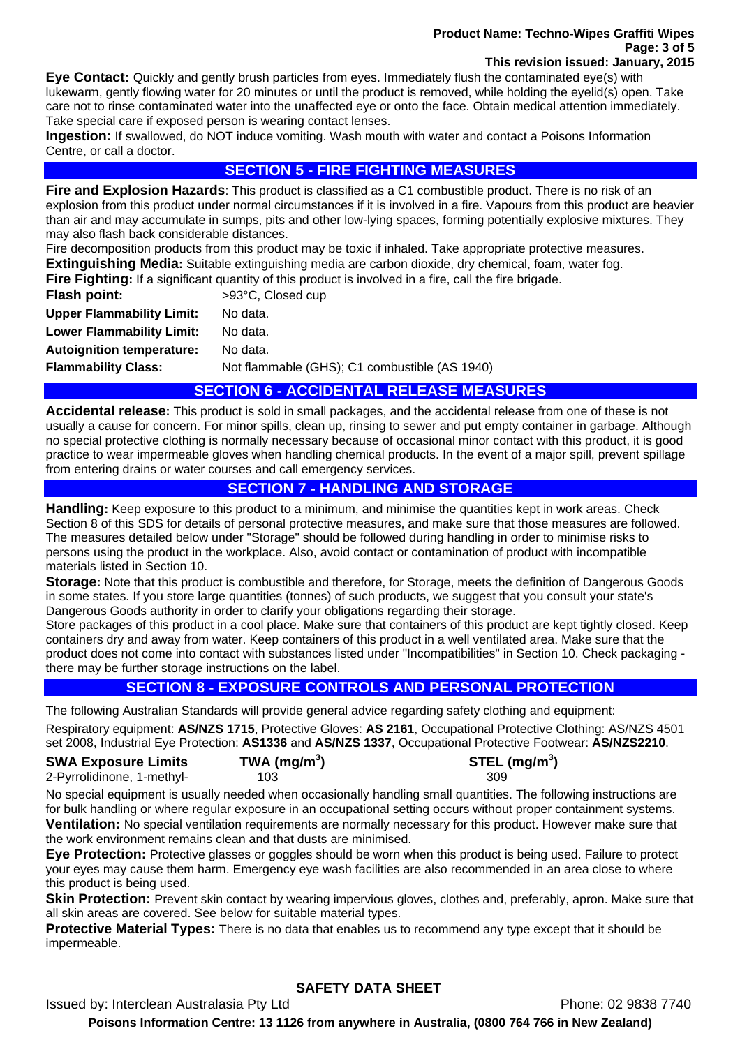**Eye Contact:** Quickly and gently brush particles from eyes. Immediately flush the contaminated eye(s) with lukewarm, gently flowing water for 20 minutes or until the product is removed, while holding the eyelid(s) open. Take care not to rinse contaminated water into the unaffected eye or onto the face. Obtain medical attention immediately. Take special care if exposed person is wearing contact lenses.

**Ingestion:** If swallowed, do NOT induce vomiting. Wash mouth with water and contact a Poisons Information Centre, or call a doctor.

## SECTION 5 - FIRE FIGHTING MEASURES

**Fire and Explosion Hazards**: This product is classified as a C1 combustible product. There is no risk of an explosion from this product under normal circumstances if it is involved in a fire. Vapours from this product are heavier than air and may accumulate in sumps, pits and other low-lying spaces, forming potentially explosive mixtures. They may also flash back considerable distances.

Fire decomposition products from this product may be toxic if inhaled. Take appropriate protective measures.

**Extinguishing Media:** Suitable extinguishing media are carbon dioxide, dry chemical, foam, water fog.

**Fire Fighting:** If a significant quantity of this product is involved in a fire, call the fire brigade.

| | |
|---|---|
| **Flash point:** | >93°C, Closed cup |
| **Upper Flammability Limit:** | No data. |
| **Lower Flammability Limit:** | No data. |
| **Autoignition temperature:** | No data. |
| **Flammability Class:** | Not flammable (GHS); C1 combustible (AS 1940) |

## SECTION 6 - ACCIDENTAL RELEASE MEASURES

**Accidental release:** This product is sold in small packages, and the accidental release from one of these is not usually a cause for concern. For minor spills, clean up, rinsing to sewer and put empty container in garbage. Although no special protective clothing is normally necessary because of occasional minor contact with this product, it is good practice to wear impermeable gloves when handling chemical products. In the event of a major spill, prevent spillage from entering drains or water courses and call emergency services.

## SECTION 7 - HANDLING AND STORAGE

**Handling:** Keep exposure to this product to a minimum, and minimise the quantities kept in work areas. Check Section 8 of this SDS for details of personal protective measures, and make sure that those measures are followed. The measures detailed below under "Storage" should be followed during handling in order to minimise risks to persons using the product in the workplace. Also, avoid contact or contamination of product with incompatible materials listed in Section 10.

**Storage:** Note that this product is combustible and therefore, for Storage, meets the definition of Dangerous Goods in some states. If you store large quantities (tonnes) of such products, we suggest that you consult your state's Dangerous Goods authority in order to clarify your obligations regarding their storage.

Store packages of this product in a cool place. Make sure that containers of this product are kept tightly closed. Keep containers dry and away from water. Keep containers of this product in a well ventilated area. Make sure that the product does not come into contact with substances listed under "Incompatibilities" in Section 10. Check packaging - there may be further storage instructions on the label.

## SECTION 8 - EXPOSURE CONTROLS AND PERSONAL PROTECTION

The following Australian Standards will provide general advice regarding safety clothing and equipment:

Respiratory equipment: **AS/NZS 1715**, Protective Gloves: **AS 2161**, Occupational Protective Clothing: AS/NZS 4501 set 2008, Industrial Eye Protection: **AS1336** and **AS/NZS 1337**, Occupational Protective Footwear: **AS/NZS2210**.

| SWA Exposure Limits | TWA (mg/m$^3$) | STEL (mg/m$^3$) |
|---|---|---|
| 2-Pyrrolidinone, 1-methyl- | 103 | 309 |

No special equipment is usually needed when occasionally handling small quantities. The following instructions are for bulk handling or where regular exposure in an occupational setting occurs without proper containment systems.

**Ventilation:** No special ventilation requirements are normally necessary for this product. However make sure that the work environment remains clean and that dusts are minimised.

**Eye Protection:** Protective glasses or goggles should be worn when this product is being used. Failure to protect your eyes may cause them harm. Emergency eye wash facilities are also recommended in an area close to where this product is being used.

**Skin Protection:** Prevent skin contact by wearing impervious gloves, clothes and, preferably, apron. Make sure that all skin areas are covered. See below for suitable material types.

**Protective Material Types:** There is no data that enables us to recommend any type except that it should be impermeable.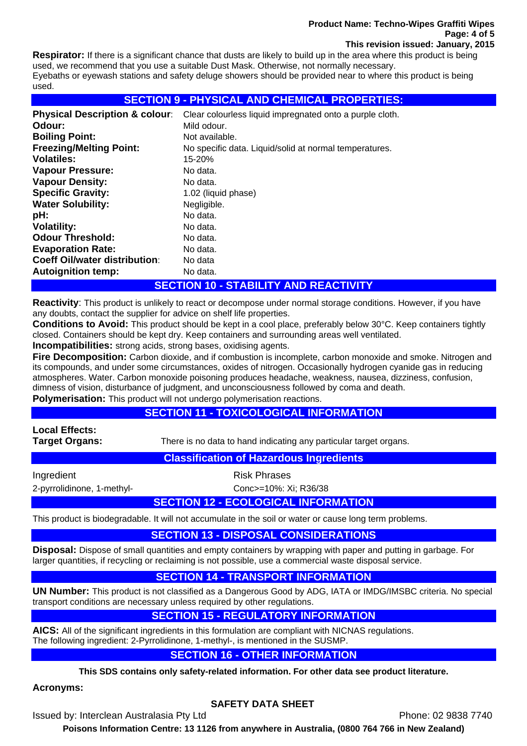**Respirator:** If there is a significant chance that dusts are likely to build up in the area where this product is being used, we recommend that you use a suitable Dust Mask. Otherwise, not normally necessary.
Eyebaths or eyewash stations and safety deluge showers should be provided near to where this product is being used.

## SECTION 9 - PHYSICAL AND CHEMICAL PROPERTIES:

| | |
|---|---|
| **Physical Description & colour**: | Clear colourless liquid impregnated onto a purple cloth. |
| **Odour:** | Mild odour. |
| **Boiling Point:** | Not available. |
| **Freezing/Melting Point:** | No specific data. Liquid/solid at normal temperatures. |
| **Volatiles:** | 15-20% |
| **Vapour Pressure:** | No data. |
| **Vapour Density:** | No data. |
| **Specific Gravity:** | 1.02 (liquid phase) |
| **Water Solubility:** | Negligible. |
| **pH:** | No data. |
| **Volatility:** | No data. |
| **Odour Threshold:** | No data. |
| **Evaporation Rate:** | No data. |
| **Coeff Oil/water distribution**: | No data |
| **Autoignition temp:** | No data. |

## SECTION 10 - STABILITY AND REACTIVITY

**Reactivity**: This product is unlikely to react or decompose under normal storage conditions. However, if you have any doubts, contact the supplier for advice on shelf life properties.
**Conditions to Avoid:** This product should be kept in a cool place, preferably below 30°C. Keep containers tightly closed. Containers should be kept dry. Keep containers and surrounding areas well ventilated.
**Incompatibilities:** strong acids, strong bases, oxidising agents.
**Fire Decomposition:** Carbon dioxide, and if combustion is incomplete, carbon monoxide and smoke. Nitrogen and its compounds, and under some circumstances, oxides of nitrogen. Occasionally hydrogen cyanide gas in reducing atmospheres. Water. Carbon monoxide poisoning produces headache, weakness, nausea, dizziness, confusion, dimness of vision, disturbance of judgment, and unconsciousness followed by coma and death.
**Polymerisation:** This product will not undergo polymerisation reactions.

## SECTION 11 - TOXICOLOGICAL INFORMATION

**Local Effects:**
**Target Organs:** There is no data to hand indicating any particular target organs.

### Classification of Hazardous Ingredients

| Ingredient | Risk Phrases |
|---|---|
| 2-pyrrolidinone, 1-methyl- | Conc>=10%: Xi; R36/38 |

## SECTION 12 - ECOLOGICAL INFORMATION

This product is biodegradable. It will not accumulate in the soil or water or cause long term problems.

## SECTION 13 - DISPOSAL CONSIDERATIONS

**Disposal:** Dispose of small quantities and empty containers by wrapping with paper and putting in garbage. For larger quantities, if recycling or reclaiming is not possible, use a commercial waste disposal service.

## SECTION 14 - TRANSPORT INFORMATION

**UN Number:** This product is not classified as a Dangerous Good by ADG, IATA or IMDG/IMSBC criteria. No special transport conditions are necessary unless required by other regulations.

## SECTION 15 - REGULATORY INFORMATION

**AICS:** All of the significant ingredients in this formulation are compliant with NICNAS regulations.
The following ingredient: 2-Pyrrolidinone, 1-methyl-, is mentioned in the SUSMP.

## SECTION 16 - OTHER INFORMATION

**This SDS contains only safety-related information. For other data see product literature.**

**Acronyms:**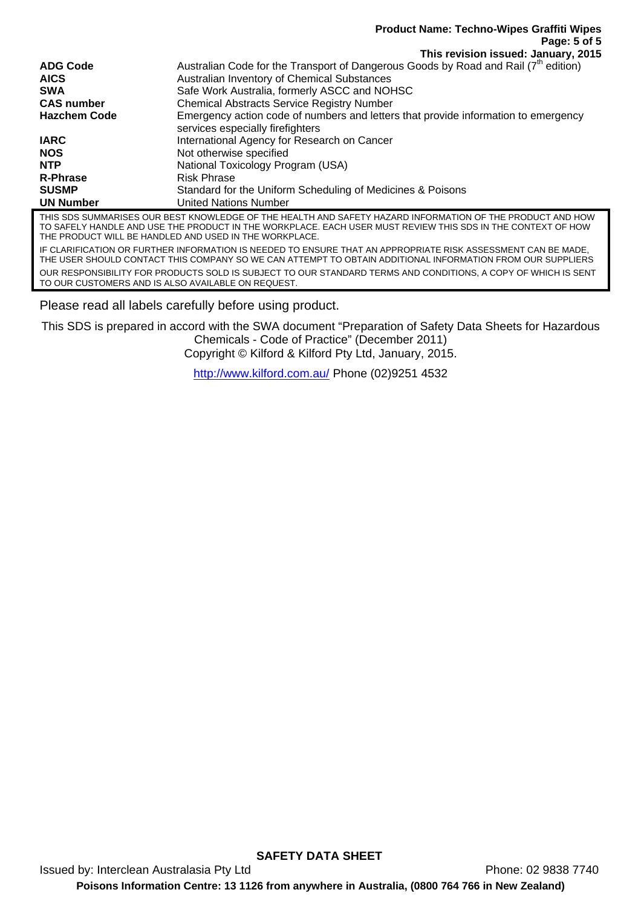| | |
|---|---|
| **ADG Code** | Australian Code for the Transport of Dangerous Goods by Road and Rail (7th edition) |
| **AICS** | Australian Inventory of Chemical Substances |
| **SWA** | Safe Work Australia, formerly ASCC and NOHSC |
| **CAS number** | Chemical Abstracts Service Registry Number |
| **Hazchem Code** | Emergency action code of numbers and letters that provide information to emergency services especially firefighters |
| **IARC** | International Agency for Research on Cancer |
| **NOS** | Not otherwise specified |
| **NTP** | National Toxicology Program (USA) |
| **R-Phrase** | Risk Phrase |
| **SUSMP** | Standard for the Uniform Scheduling of Medicines & Poisons |
| **UN Number** | United Nations Number |

THIS SDS SUMMARISES OUR BEST KNOWLEDGE OF THE HEALTH AND SAFETY HAZARD INFORMATION OF THE PRODUCT AND HOW TO SAFELY HANDLE AND USE THE PRODUCT IN THE WORKPLACE. EACH USER MUST REVIEW THIS SDS IN THE CONTEXT OF HOW THE PRODUCT WILL BE HANDLED AND USED IN THE WORKPLACE.

IF CLARIFICATION OR FURTHER INFORMATION IS NEEDED TO ENSURE THAT AN APPROPRIATE RISK ASSESSMENT CAN BE MADE, THE USER SHOULD CONTACT THIS COMPANY SO WE CAN ATTEMPT TO OBTAIN ADDITIONAL INFORMATION FROM OUR SUPPLIERS

OUR RESPONSIBILITY FOR PRODUCTS SOLD IS SUBJECT TO OUR STANDARD TERMS AND CONDITIONS, A COPY OF WHICH IS SENT TO OUR CUSTOMERS AND IS ALSO AVAILABLE ON REQUEST.

Please read all labels carefully before using product.

This SDS is prepared in accord with the SWA document "Preparation of Safety Data Sheets for Hazardous Chemicals - Code of Practice" (December 2011)
Copyright © Kilford & Kilford Pty Ltd, January, 2015.

http://www.kilford.com.au/ Phone (02)9251 4532